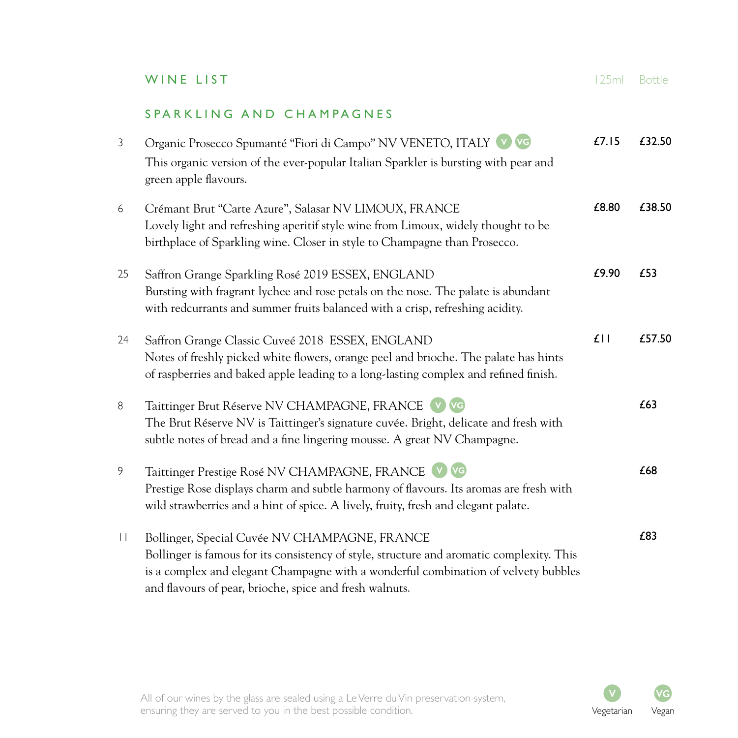## WINE LIST

### SPARKLING AND CHAMPAGNES

| No. | Wine | 125ml | Bottle |
|---|---|---|---|
| 3 | Organic Prosecco Spumanté "Fiori di Campo" NV VENETO, ITALY (V) (VG)<br>This organic version of the ever-popular Italian Sparkler is bursting with pear and green apple flavours. | £7.15 | £32.50 |
| 6 | Crémant Brut "Carte Azure", Salasar NV LIMOUX, FRANCE<br>Lovely light and refreshing aperitif style wine from Limoux, widely thought to be birthplace of Sparkling wine. Closer in style to Champagne than Prosecco. | £8.80 | £38.50 |
| 25 | Saffron Grange Sparkling Rosé 2019 ESSEX, ENGLAND<br>Bursting with fragrant lychee and rose petals on the nose. The palate is abundant with redcurrants and summer fruits balanced with a crisp, refreshing acidity. | £9.90 | £53 |
| 24 | Saffron Grange Classic Cuveé 2018 ESSEX, ENGLAND<br>Notes of freshly picked white flowers, orange peel and brioche. The palate has hints of raspberries and baked apple leading to a long-lasting complex and refined finish. | £11 | £57.50 |
| 8 | Taittinger Brut Réserve NV CHAMPAGNE, FRANCE (V) (VG)<br>The Brut Réserve NV is Taittinger's signature cuvée. Bright, delicate and fresh with subtle notes of bread and a fine lingering mousse. A great NV Champagne. | | £63 |
| 9 | Taittinger Prestige Rosé NV CHAMPAGNE, FRANCE (V) (VG)<br>Prestige Rose displays charm and subtle harmony of flavours. Its aromas are fresh with wild strawberries and a hint of spice. A lively, fruity, fresh and elegant palate. | | £68 |
| 11 | Bollinger, Special Cuvée NV CHAMPAGNE, FRANCE<br>Bollinger is famous for its consistency of style, structure and aromatic complexity. This is a complex and elegant Champagne with a wonderful combination of velvety bubbles and flavours of pear, brioche, spice and fresh walnuts. | | £83 |

All of our wines by the glass are sealed using a Le Verre du Vin preservation system, ensuring they are served to you in the best possible condition.

V Vegetarian  VG Vegan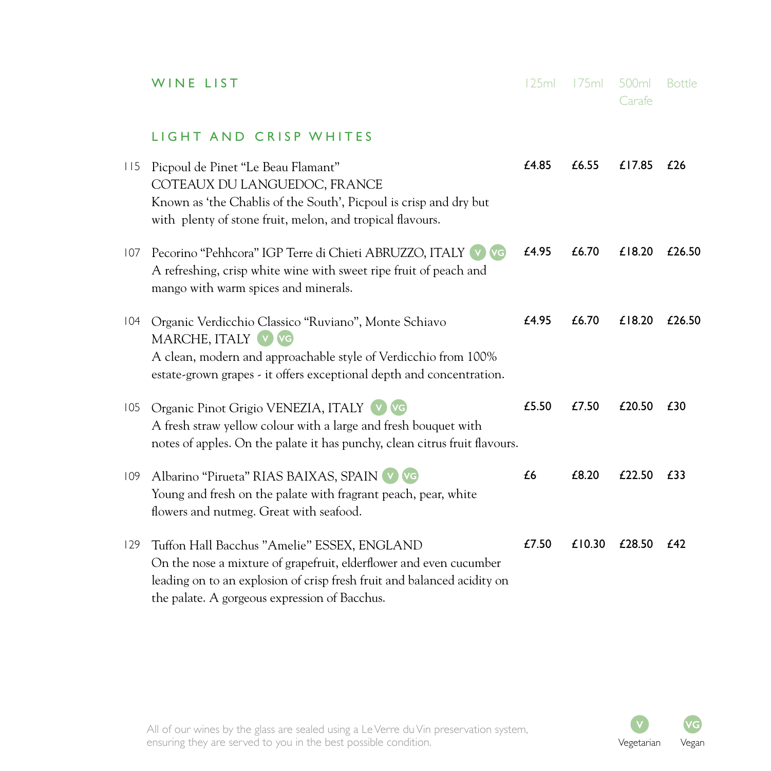# WINE LIST

| | | 125ml | 175ml | 500ml Carafe | Bottle |
|---|---|---|---|---|---|

## LIGHT AND CRISP WHITES

| No. | Wine | 125ml | 175ml | 500ml Carafe | Bottle |
|---|---|---|---|---|---|
| 115 | Picpoul de Pinet "Le Beau Flamant" COTEAUX DU LANGUEDOC, FRANCE<br>Known as 'the Chablis of the South', Picpoul is crisp and dry but with plenty of stone fruit, melon, and tropical flavours. | £4.85 | £6.55 | £17.85 | £26 |
| 107 | Pecorino "Pehhcora" IGP Terre di Chieti ABRUZZO, ITALY (V) (VG)<br>A refreshing, crisp white wine with sweet ripe fruit of peach and mango with warm spices and minerals. | £4.95 | £6.70 | £18.20 | £26.50 |
| 104 | Organic Verdicchio Classico "Ruviano", Monte Schiavo MARCHE, ITALY (V) (VG)<br>A clean, modern and approachable style of Verdicchio from 100% estate-grown grapes - it offers exceptional depth and concentration. | £4.95 | £6.70 | £18.20 | £26.50 |
| 105 | Organic Pinot Grigio VENEZIA, ITALY (V) (VG)<br>A fresh straw yellow colour with a large and fresh bouquet with notes of apples. On the palate it has punchy, clean citrus fruit flavours. | £5.50 | £7.50 | £20.50 | £30 |
| 109 | Albarino "Pirueta" RIAS BAIXAS, SPAIN (V) (VG)<br>Young and fresh on the palate with fragrant peach, pear, white flowers and nutmeg. Great with seafood. | £6 | £8.20 | £22.50 | £33 |
| 129 | Tuffon Hall Bacchus "Amelie" ESSEX, ENGLAND<br>On the nose a mixture of grapefruit, elderflower and even cucumber leading on to an explosion of crisp fresh fruit and balanced acidity on the palate. A gorgeous expression of Bacchus. | £7.50 | £10.30 | £28.50 | £42 |

All of our wines by the glass are sealed using a Le Verre du Vin preservation system, ensuring they are served to you in the best possible condition.

(V) Vegetarian (VG) Vegan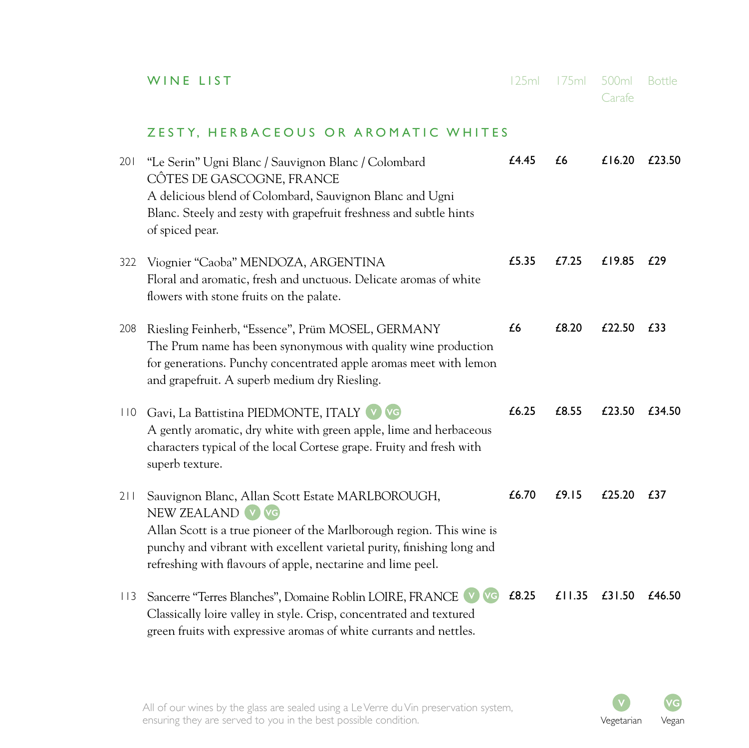# WINE LIST

## ZESTY, HERBACEOUS OR AROMATIC WHITES

| No. | Wine | 125ml | 175ml | 500ml Carafe | Bottle |
|---|---|---|---|---|---|
| 201 | "Le Serin" Ugni Blanc / Sauvignon Blanc / Colombard CÔTES DE GASCOGNE, FRANCE<br>A delicious blend of Colombard, Sauvignon Blanc and Ugni Blanc. Steely and zesty with grapefruit freshness and subtle hints of spiced pear. | £4.45 | £6 | £16.20 | £23.50 |
| 322 | Viognier "Caoba" MENDOZA, ARGENTINA<br>Floral and aromatic, fresh and unctuous. Delicate aromas of white flowers with stone fruits on the palate. | £5.35 | £7.25 | £19.85 | £29 |
| 208 | Riesling Feinherb, "Essence", Prüm MOSEL, GERMANY<br>The Prum name has been synonymous with quality wine production for generations. Punchy concentrated apple aromas meet with lemon and grapefruit. A superb medium dry Riesling. | £6 | £8.20 | £22.50 | £33 |
| 110 | Gavi, La Battistina PIEDMONTE, ITALY (V) (VG)<br>A gently aromatic, dry white with green apple, lime and herbaceous characters typical of the local Cortese grape. Fruity and fresh with superb texture. | £6.25 | £8.55 | £23.50 | £34.50 |
| 211 | Sauvignon Blanc, Allan Scott Estate MARLBOROUGH, NEW ZEALAND (V) (VG)<br>Allan Scott is a true pioneer of the Marlborough region. This wine is punchy and vibrant with excellent varietal purity, finishing long and refreshing with flavours of apple, nectarine and lime peel. | £6.70 | £9.15 | £25.20 | £37 |
| 113 | Sancerre "Terres Blanches", Domaine Roblin LOIRE, FRANCE (V) (VG)<br>Classically loire valley in style. Crisp, concentrated and textured green fruits with expressive aromas of white currants and nettles. | £8.25 | £11.35 | £31.50 | £46.50 |

All of our wines by the glass are sealed using a Le Verre du Vin preservation system, ensuring they are served to you in the best possible condition.

(V) Vegetarian (VG) Vegan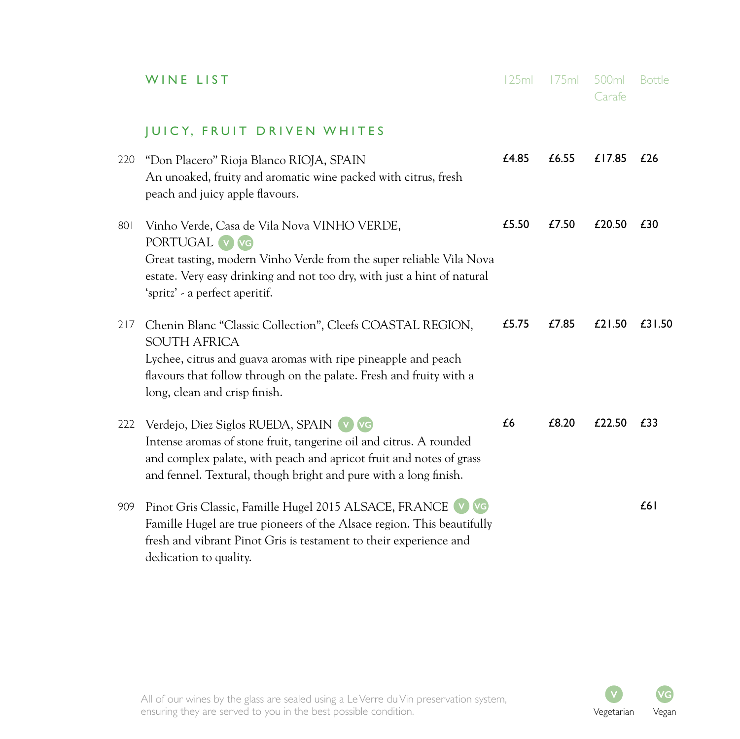## WINE LIST

| | | 125ml | 175ml | 500ml Carafe | Bottle |
|---|---|---|---|---|---|

### JUICY, FRUIT DRIVEN WHITES

| No. | Wine | 125ml | 175ml | 500ml Carafe | Bottle |
|---|---|---|---|---|---|
| 220 | "Don Placero" Rioja Blanco RIOJA, SPAIN<br>An unoaked, fruity and aromatic wine packed with citrus, fresh peach and juicy apple flavours. | £4.85 | £6.55 | £17.85 | £26 |
| 801 | Vinho Verde, Casa de Vila Nova VINHO VERDE, PORTUGAL (V) (VG)<br>Great tasting, modern Vinho Verde from the super reliable Vila Nova estate. Very easy drinking and not too dry, with just a hint of natural 'spritz' - a perfect aperitif. | £5.50 | £7.50 | £20.50 | £30 |
| 217 | Chenin Blanc "Classic Collection", Cleefs COASTAL REGION, SOUTH AFRICA<br>Lychee, citrus and guava aromas with ripe pineapple and peach flavours that follow through on the palate. Fresh and fruity with a long, clean and crisp finish. | £5.75 | £7.85 | £21.50 | £31.50 |
| 222 | Verdejo, Diez Siglos RUEDA, SPAIN (V) (VG)<br>Intense aromas of stone fruit, tangerine oil and citrus. A rounded and complex palate, with peach and apricot fruit and notes of grass and fennel. Textural, though bright and pure with a long finish. | £6 | £8.20 | £22.50 | £33 |
| 909 | Pinot Gris Classic, Famille Hugel 2015 ALSACE, FRANCE (V) (VG)<br>Famille Hugel are true pioneers of the Alsace region. This beautifully fresh and vibrant Pinot Gris is testament to their experience and dedication to quality. | | | | £61 |

All of our wines by the glass are sealed using a Le Verre du Vin preservation system, ensuring they are served to you in the best possible condition.

V Vegetarian   VG Vegan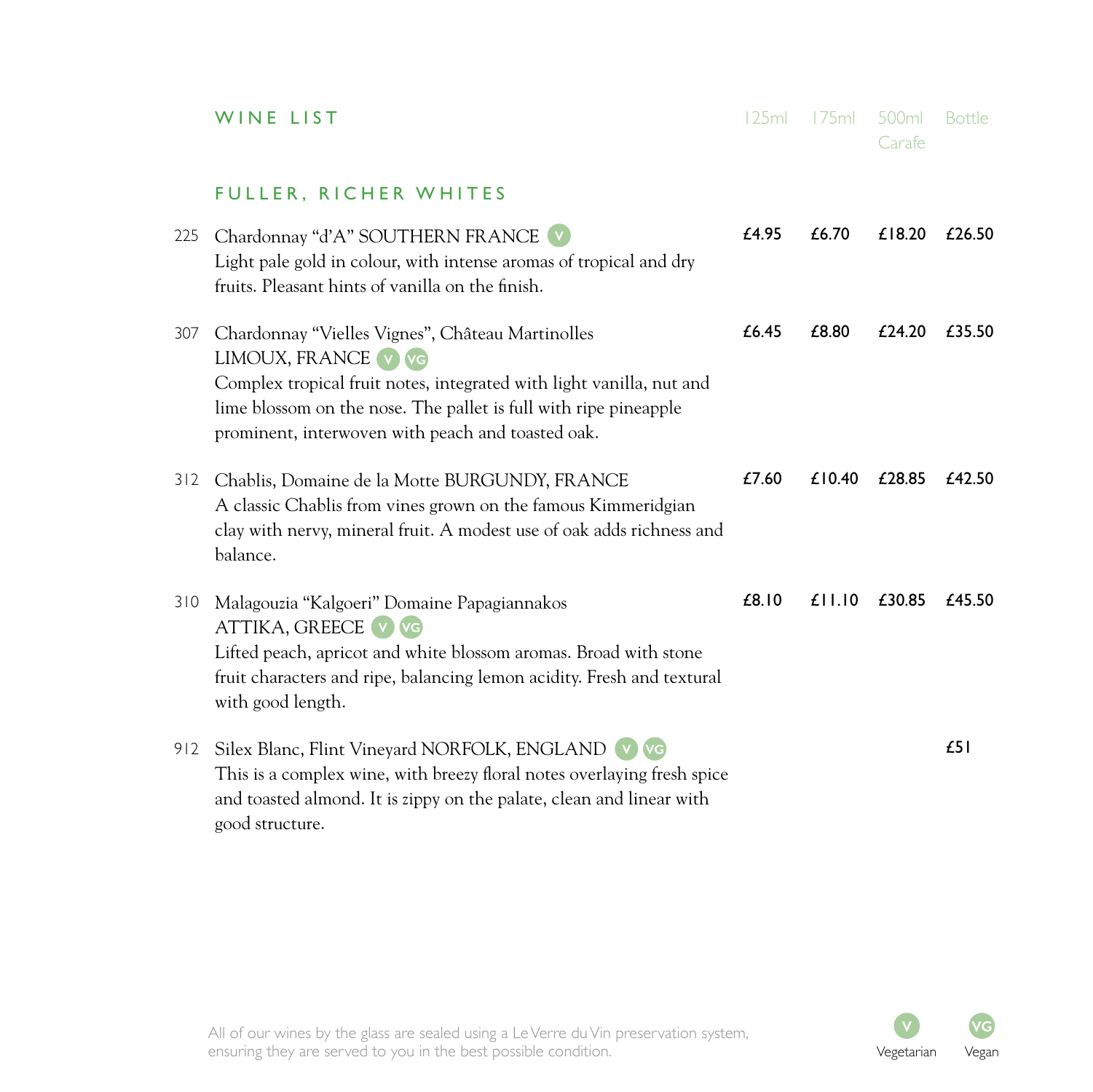## WINE LIST

| | | 125ml | 175ml | 500ml Carafe | Bottle |
|---|---|---|---|---|---|

### FULLER, RICHER WHITES

| No. | Wine | 125ml | 175ml | 500ml Carafe | Bottle |
|---|---|---|---|---|---|
| 225 | Chardonnay "d'A" SOUTHERN FRANCE (V)<br>Light pale gold in colour, with intense aromas of tropical and dry fruits. Pleasant hints of vanilla on the finish. | £4.95 | £6.70 | £18.20 | £26.50 |
| 307 | Chardonnay "Vielles Vignes", Château Martinolles LIMOUX, FRANCE (V) (VG)<br>Complex tropical fruit notes, integrated with light vanilla, nut and lime blossom on the nose. The pallet is full with ripe pineapple prominent, interwoven with peach and toasted oak. | £6.45 | £8.80 | £24.20 | £35.50 |
| 312 | Chablis, Domaine de la Motte BURGUNDY, FRANCE<br>A classic Chablis from vines grown on the famous Kimmeridgian clay with nervy, mineral fruit. A modest use of oak adds richness and balance. | £7.60 | £10.40 | £28.85 | £42.50 |
| 310 | Malagouzia "Kalgoeri" Domaine Papagiannakos ATTIKA, GREECE (V) (VG)<br>Lifted peach, apricot and white blossom aromas. Broad with stone fruit characters and ripe, balancing lemon acidity. Fresh and textural with good length. | £8.10 | £11.10 | £30.85 | £45.50 |
| 912 | Silex Blanc, Flint Vineyard NORFOLK, ENGLAND (V) (VG)<br>This is a complex wine, with breezy floral notes overlaying fresh spice and toasted almond. It is zippy on the palate, clean and linear with good structure. | | | | £51 |

All of our wines by the glass are sealed using a Le Verre du Vin preservation system, ensuring they are served to you in the best possible condition.

(V) Vegetarian (VG) Vegan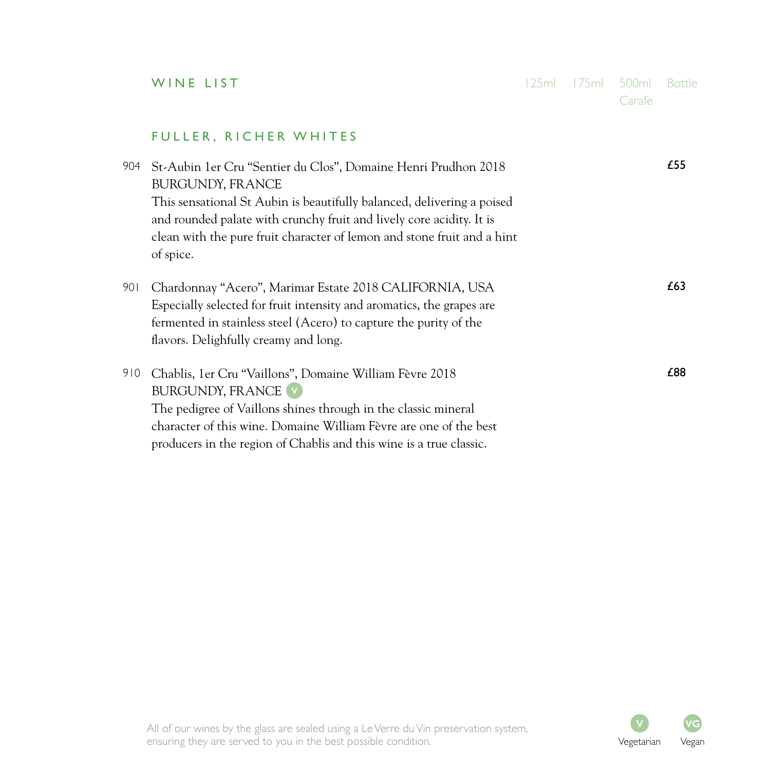## WINE LIST

| | | 125ml | 175ml | 500ml Carafe | Bottle |
|---|---|---|---|---|---|

### FULLER, RICHER WHITES

| | | 125ml | 175ml | 500ml Carafe | Bottle |
|---|---|---|---|---|---|
| 904 | St-Aubin 1er Cru “Sentier du Clos”, Domaine Henri Prudhon 2018 BURGUNDY, FRANCE<br>This sensational St Aubin is beautifully balanced, delivering a poised and rounded palate with crunchy fruit and lively core acidity. It is clean with the pure fruit character of lemon and stone fruit and a hint of spice. | | | | **£55** |
| 901 | Chardonnay “Acero”, Marimar Estate 2018 CALIFORNIA, USA<br>Especially selected for fruit intensity and aromatics, the grapes are fermented in stainless steel (Acero) to capture the purity of the flavors. Delighfully creamy and long. | | | | **£63** |
| 910 | Chablis, 1er Cru “Vaillons”, Domaine William Fèvre 2018 BURGUNDY, FRANCE (V)<br>The pedigree of Vaillons shines through in the classic mineral character of this wine. Domaine William Fèvre are one of the best producers in the region of Chablis and this wine is a true classic. | | | | **£88** |

All of our wines by the glass are sealed using a Le Verre du Vin preservation system, ensuring they are served to you in the best possible condition.

V Vegetarian VG Vegan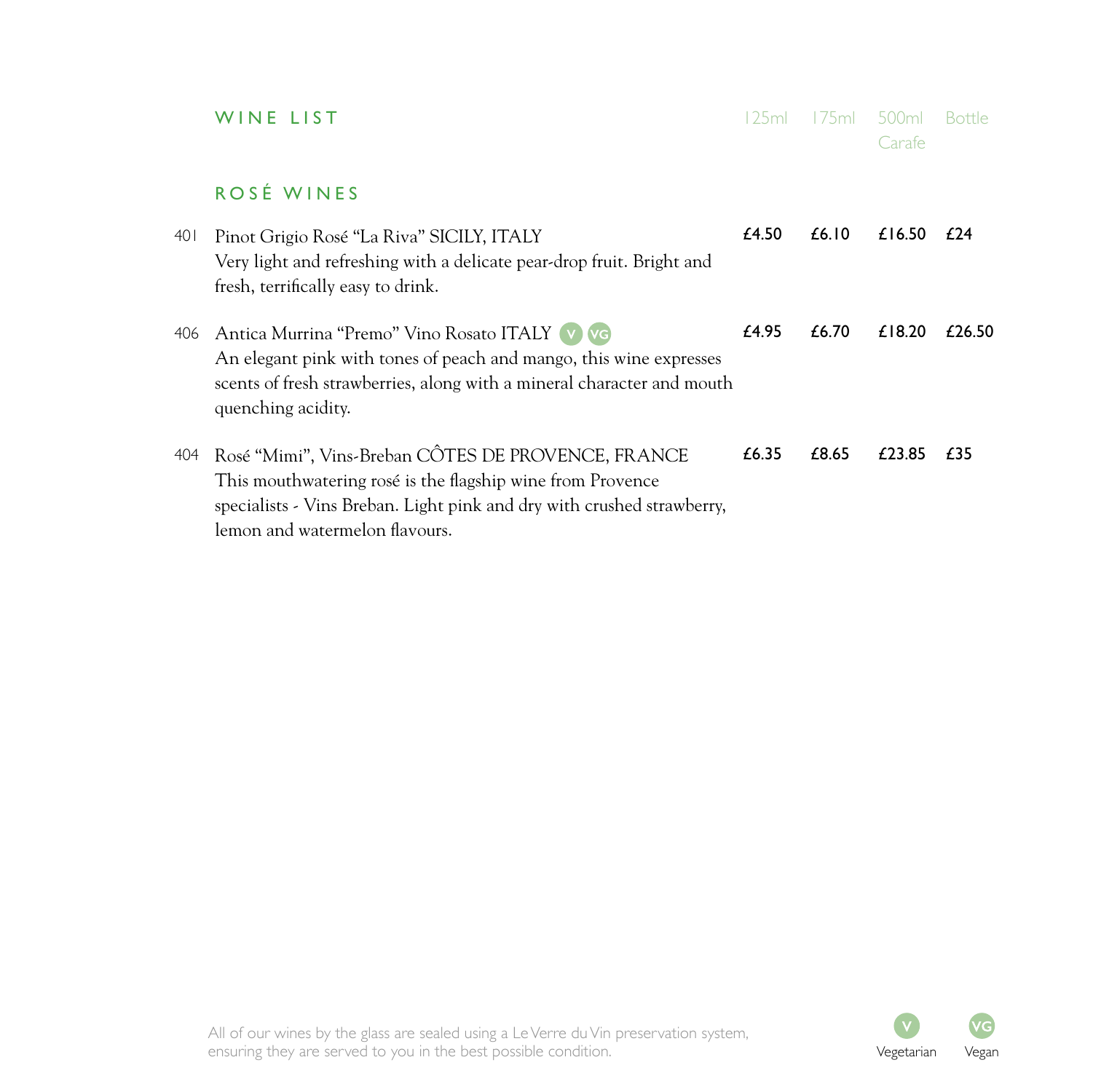# WINE LIST

## ROSÉ WINES

| No. | Wine | 125ml | 175ml | 500ml Carafe | Bottle |
|---|---|---|---|---|---|
| 401 | Pinot Grigio Rosé "La Riva" SICILY, ITALY<br>Very light and refreshing with a delicate pear-drop fruit. Bright and fresh, terrifically easy to drink. | £4.50 | £6.10 | £16.50 | £24 |
| 406 | Antica Murrina "Premo" Vino Rosato ITALY (V) (VG)<br>An elegant pink with tones of peach and mango, this wine expresses scents of fresh strawberries, along with a mineral character and mouth quenching acidity. | £4.95 | £6.70 | £18.20 | £26.50 |
| 404 | Rosé "Mimi", Vins-Breban CÔTES DE PROVENCE, FRANCE<br>This mouthwatering rosé is the flagship wine from Provence specialists - Vins Breban. Light pink and dry with crushed strawberry, lemon and watermelon flavours. | £6.35 | £8.65 | £23.85 | £35 |

All of our wines by the glass are sealed using a Le Verre du Vin preservation system, ensuring they are served to you in the best possible condition.

V Vegetarian  VG Vegan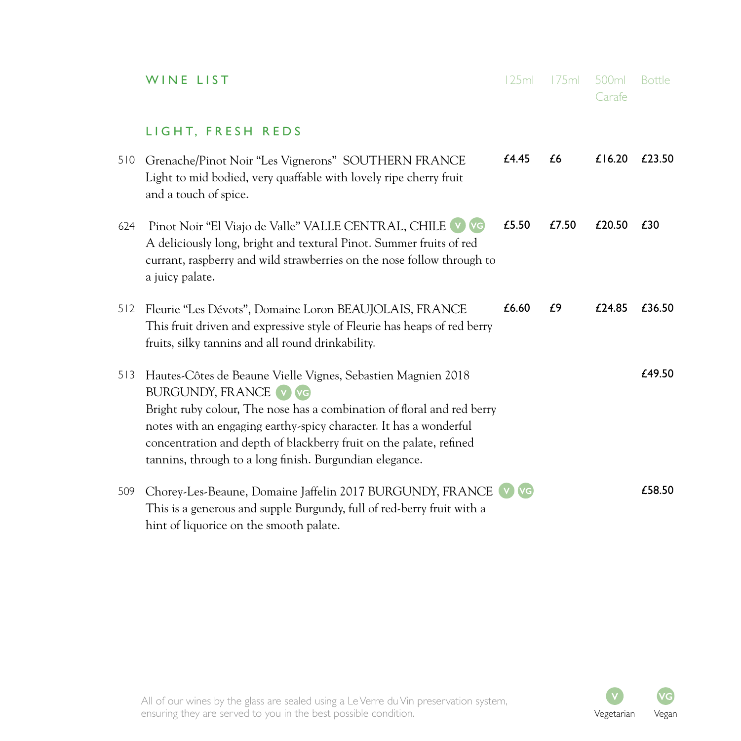## WINE LIST

| | | 125ml | 175ml | 500ml Carafe | Bottle |
|---|---|---|---|---|---|

### LIGHT, FRESH REDS

| No. | Wine | 125ml | 175ml | 500ml Carafe | Bottle |
|---|---|---|---|---|---|
| 510 | Grenache/Pinot Noir "Les Vignerons" SOUTHERN FRANCE<br>Light to mid bodied, very quaffable with lovely ripe cherry fruit and a touch of spice. | £4.45 | £6 | £16.20 | £23.50 |
| 624 | Pinot Noir "El Viajo de Valle" VALLE CENTRAL, CHILE (V) (VG)<br>A deliciously long, bright and textural Pinot. Summer fruits of red currant, raspberry and wild strawberries on the nose follow through to a juicy palate. | £5.50 | £7.50 | £20.50 | £30 |
| 512 | Fleurie "Les Dévots", Domaine Loron BEAUJOLAIS, FRANCE<br>This fruit driven and expressive style of Fleurie has heaps of red berry fruits, silky tannins and all round drinkability. | £6.60 | £9 | £24.85 | £36.50 |
| 513 | Hautes-Côtes de Beaune Vielle Vignes, Sebastien Magnien 2018 BURGUNDY, FRANCE (V) (VG)<br>Bright ruby colour, The nose has a combination of floral and red berry notes with an engaging earthy-spicy character. It has a wonderful concentration and depth of blackberry fruit on the palate, refined tannins, through to a long finish. Burgundian elegance. | | | | £49.50 |
| 509 | Chorey-Les-Beaune, Domaine Jaffelin 2017 BURGUNDY, FRANCE (V) (VG)<br>This is a generous and supple Burgundy, full of red-berry fruit with a hint of liquorice on the smooth palate. | | | | £58.50 |

All of our wines by the glass are sealed using a Le Verre du Vin preservation system, ensuring they are served to you in the best possible condition.

(V) Vegetarian (VG) Vegan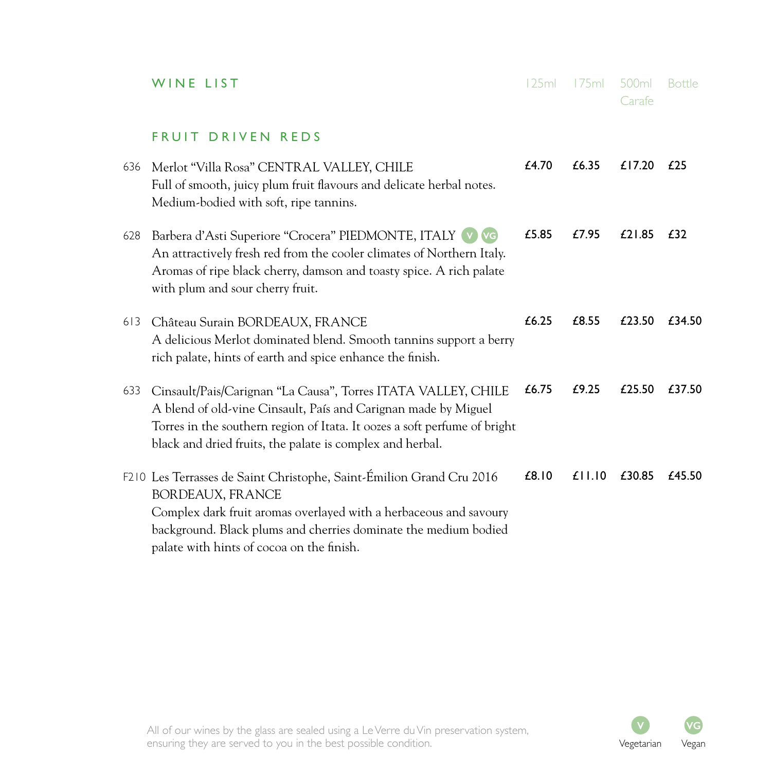# WINE LIST

## FRUIT DRIVEN REDS

| | | 125ml | 175ml | 500ml Carafe | Bottle |
|---|---|---|---|---|---|
| 636 | Merlot "Villa Rosa" CENTRAL VALLEY, CHILE<br>Full of smooth, juicy plum fruit flavours and delicate herbal notes. Medium-bodied with soft, ripe tannins. | £4.70 | £6.35 | £17.20 | £25 |
| 628 | Barbera d'Asti Superiore "Crocera" PIEDMONTE, ITALY (V) (VG)<br>An attractively fresh red from the cooler climates of Northern Italy. Aromas of ripe black cherry, damson and toasty spice. A rich palate with plum and sour cherry fruit. | £5.85 | £7.95 | £21.85 | £32 |
| 613 | Château Surain BORDEAUX, FRANCE<br>A delicious Merlot dominated blend. Smooth tannins support a berry rich palate, hints of earth and spice enhance the finish. | £6.25 | £8.55 | £23.50 | £34.50 |
| 633 | Cinsault/Pais/Carignan "La Causa", Torres ITATA VALLEY, CHILE<br>A blend of old-vine Cinsault, País and Carignan made by Miguel Torres in the southern region of Itata. It oozes a soft perfume of bright black and dried fruits, the palate is complex and herbal. | £6.75 | £9.25 | £25.50 | £37.50 |
| F210 | Les Terrasses de Saint Christophe, Saint-Émilion Grand Cru 2016 BORDEAUX, FRANCE<br>Complex dark fruit aromas overlayed with a herbaceous and savoury background. Black plums and cherries dominate the medium bodied palate with hints of cocoa on the finish. | £8.10 | £11.10 | £30.85 | £45.50 |

All of our wines by the glass are sealed using a Le Verre du Vin preservation system, ensuring they are served to you in the best possible condition.

(V) Vegetarian (VG) Vegan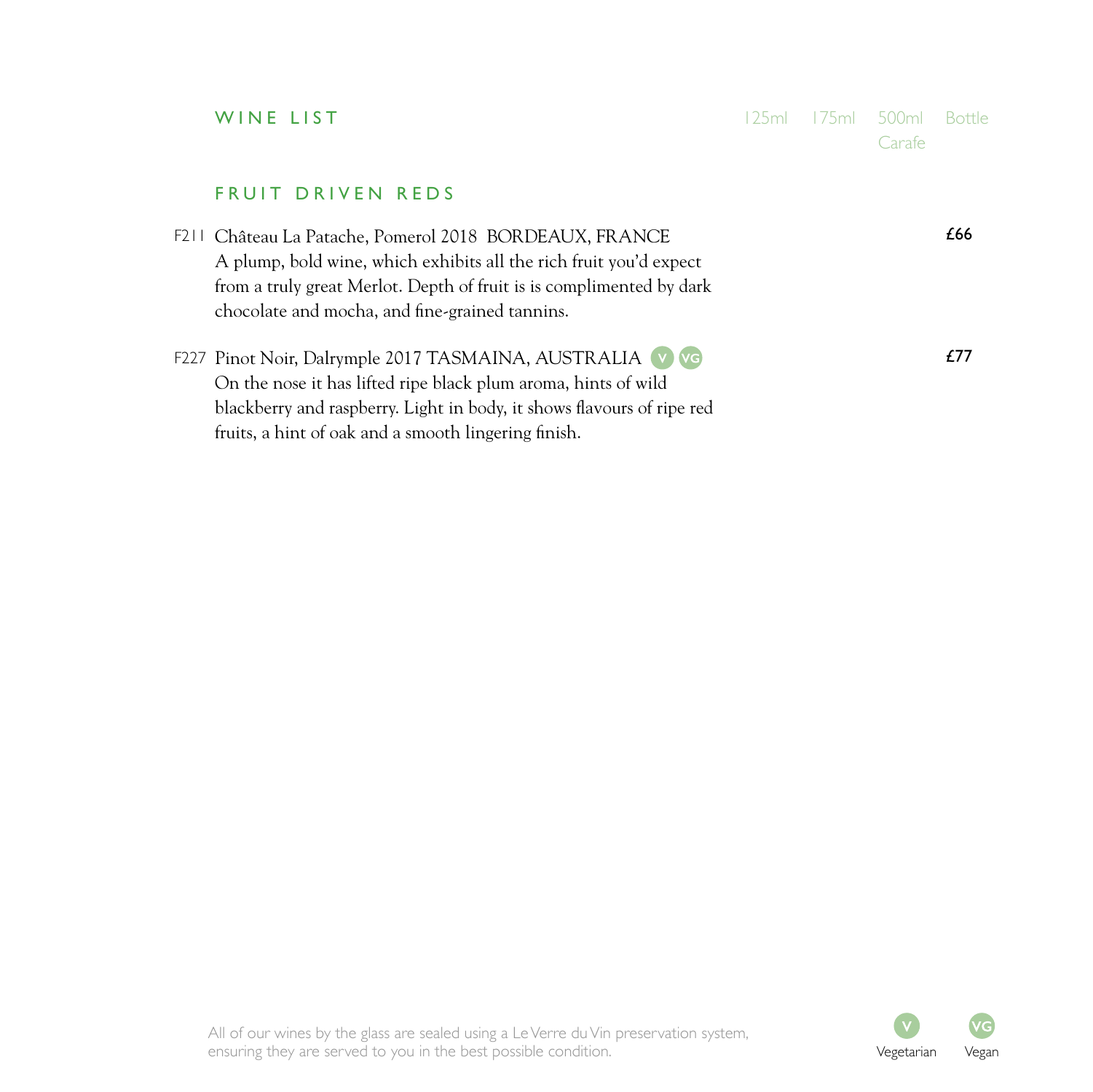# WINE LIST

| | 125ml | 175ml | 500ml Carafe | Bottle |
|---|---|---|---|---|

## FRUIT DRIVEN REDS

F211 Château La Patache, Pomerol 2018 BORDEAUX, FRANCE — **£66**
A plump, bold wine, which exhibits all the rich fruit you'd expect from a truly great Merlot. Depth of fruit is is complimented by dark chocolate and mocha, and fine-grained tannins.

F227 Pinot Noir, Dalrymple 2017 TASMAINA, AUSTRALIA (V) (VG) — **£77**
On the nose it has lifted ripe black plum aroma, hints of wild blackberry and raspberry. Light in body, it shows flavours of ripe red fruits, a hint of oak and a smooth lingering finish.

All of our wines by the glass are sealed using a Le Verre du Vin preservation system, ensuring they are served to you in the best possible condition.

V Vegetarian    VG Vegan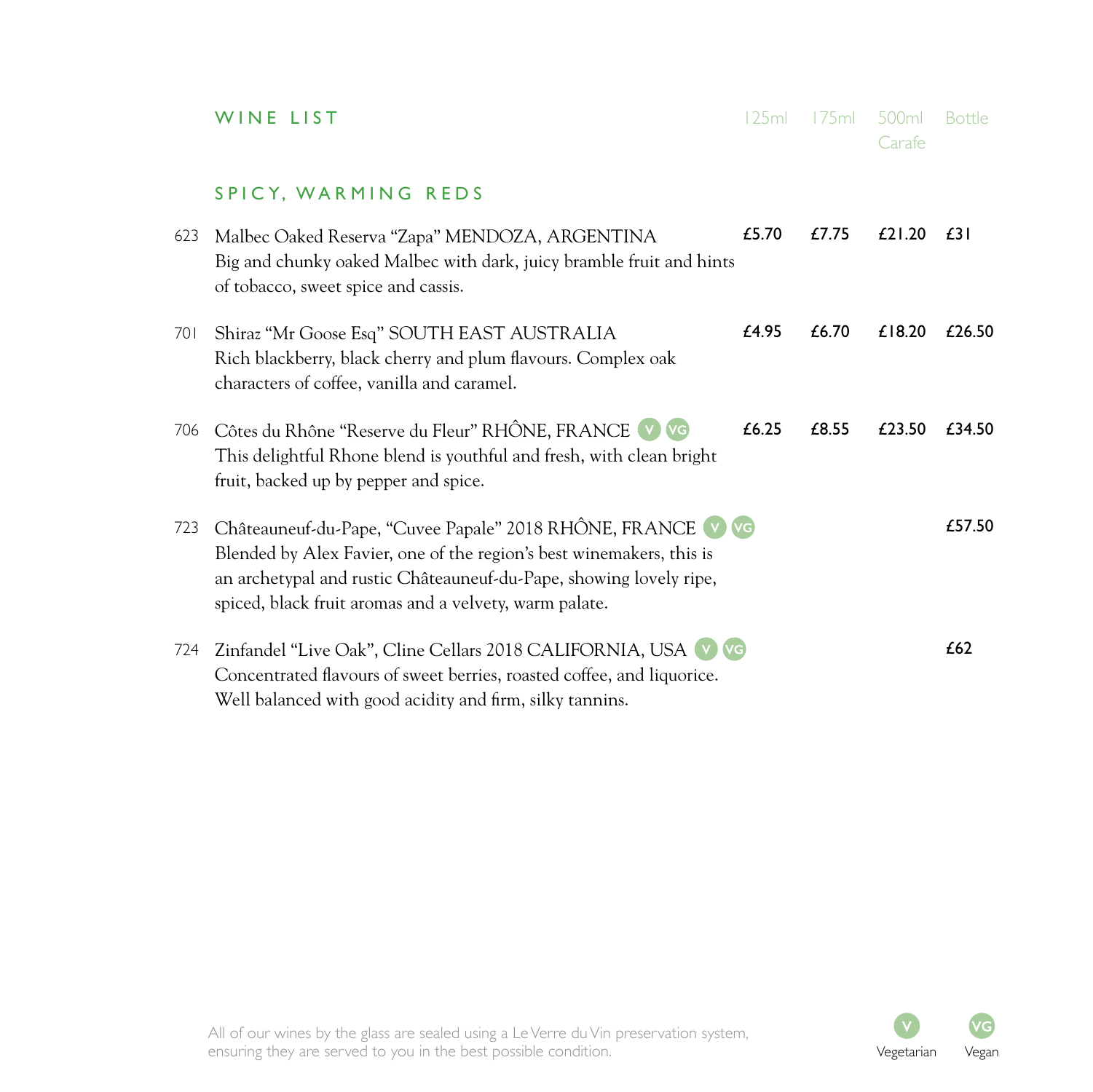## WINE LIST

| | | 125ml | 175ml | 500ml Carafe | Bottle |
|---|---|---|---|---|---|

### SPICY, WARMING REDS

| No. | Wine | 125ml | 175ml | 500ml Carafe | Bottle |
|---|---|---|---|---|---|
| 623 | Malbec Oaked Reserva "Zapa" MENDOZA, ARGENTINA<br>Big and chunky oaked Malbec with dark, juicy bramble fruit and hints of tobacco, sweet spice and cassis. | £5.70 | £7.75 | £21.20 | £31 |
| 701 | Shiraz "Mr Goose Esq" SOUTH EAST AUSTRALIA<br>Rich blackberry, black cherry and plum flavours. Complex oak characters of coffee, vanilla and caramel. | £4.95 | £6.70 | £18.20 | £26.50 |
| 706 | Côtes du Rhône "Reserve du Fleur" RHÔNE, FRANCE V VG<br>This delightful Rhone blend is youthful and fresh, with clean bright fruit, backed up by pepper and spice. | £6.25 | £8.55 | £23.50 | £34.50 |
| 723 | Châteauneuf-du-Pape, "Cuvee Papale" 2018 RHÔNE, FRANCE V VG<br>Blended by Alex Favier, one of the region's best winemakers, this is an archetypal and rustic Châteauneuf-du-Pape, showing lovely ripe, spiced, black fruit aromas and a velvety, warm palate. | | | | £57.50 |
| 724 | Zinfandel "Live Oak", Cline Cellars 2018 CALIFORNIA, USA V VG<br>Concentrated flavours of sweet berries, roasted coffee, and liquorice. Well balanced with good acidity and firm, silky tannins. | | | | £62 |

All of our wines by the glass are sealed using a Le Verre du Vin preservation system, ensuring they are served to you in the best possible condition.

V Vegetarian  VG Vegan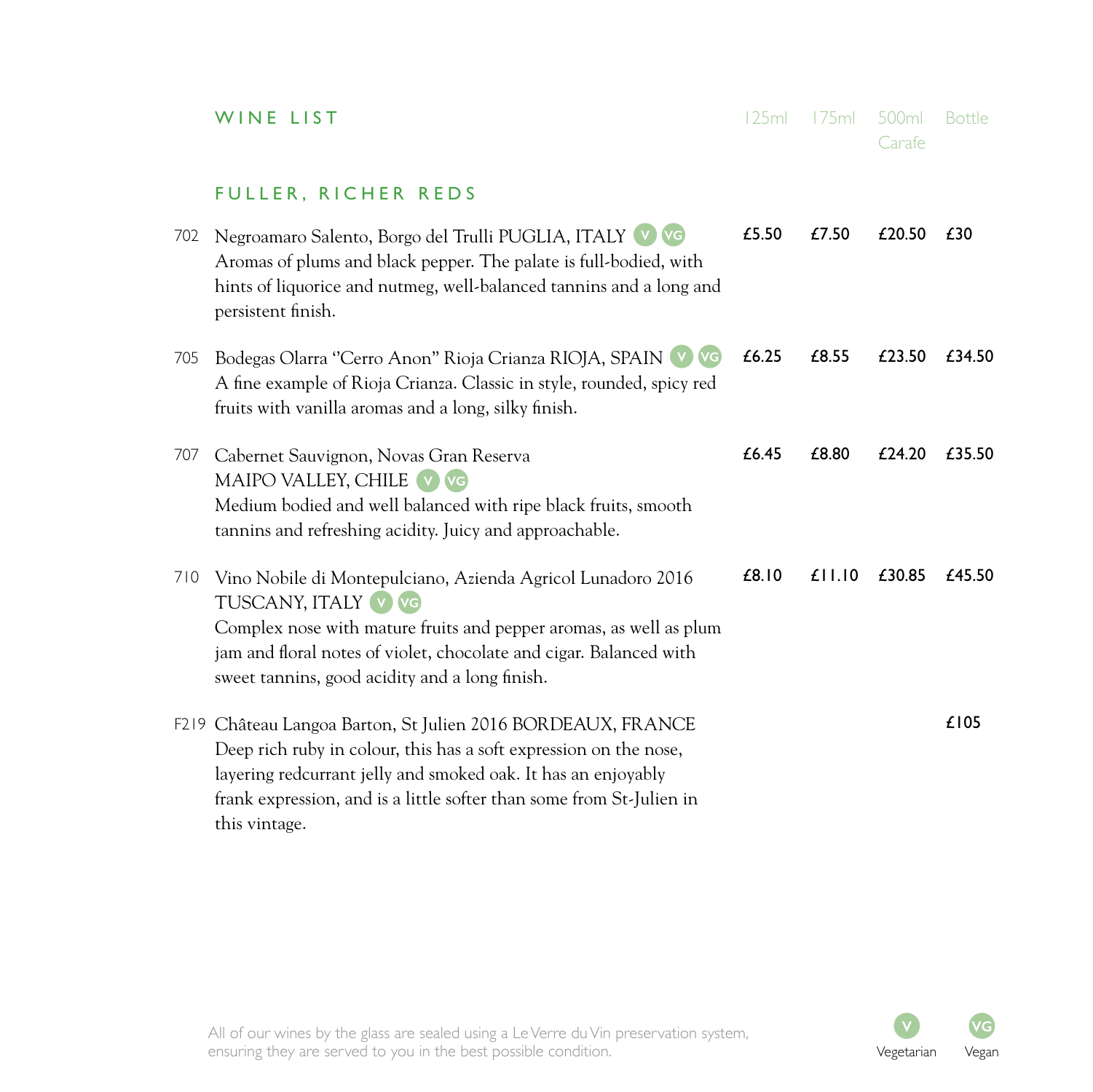## WINE LIST

| | | 125ml | 175ml | 500ml Carafe | Bottle |
|---|---|---|---|---|---|

### FULLER, RICHER REDS

| No. | Wine | 125ml | 175ml | 500ml Carafe | Bottle |
|---|---|---|---|---|---|
| 702 | Negroamaro Salento, Borgo del Trulli PUGLIA, ITALY (V) (VG)<br>Aromas of plums and black pepper. The palate is full-bodied, with hints of liquorice and nutmeg, well-balanced tannins and a long and persistent finish. | **£5.50** | **£7.50** | **£20.50** | **£30** |
| 705 | Bodegas Olarra "Cerro Anon" Rioja Crianza RIOJA, SPAIN (V) (VG)<br>A fine example of Rioja Crianza. Classic in style, rounded, spicy red fruits with vanilla aromas and a long, silky finish. | **£6.25** | **£8.55** | **£23.50** | **£34.50** |
| 707 | Cabernet Sauvignon, Novas Gran Reserva MAIPO VALLEY, CHILE (V) (VG)<br>Medium bodied and well balanced with ripe black fruits, smooth tannins and refreshing acidity. Juicy and approachable. | **£6.45** | **£8.80** | **£24.20** | **£35.50** |
| 710 | Vino Nobile di Montepulciano, Azienda Agricol Lunadoro 2016 TUSCANY, ITALY (V) (VG)<br>Complex nose with mature fruits and pepper aromas, as well as plum jam and floral notes of violet, chocolate and cigar. Balanced with sweet tannins, good acidity and a long finish. | **£8.10** | **£11.10** | **£30.85** | **£45.50** |
| F219 | Château Langoa Barton, St Julien 2016 BORDEAUX, FRANCE<br>Deep rich ruby in colour, this has a soft expression on the nose, layering redcurrant jelly and smoked oak. It has an enjoyably frank expression, and is a little softer than some from St-Julien in this vintage. | | | | **£105** |

All of our wines by the glass are sealed using a Le Verre du Vin preservation system, ensuring they are served to you in the best possible condition.

(V) Vegetarian (VG) Vegan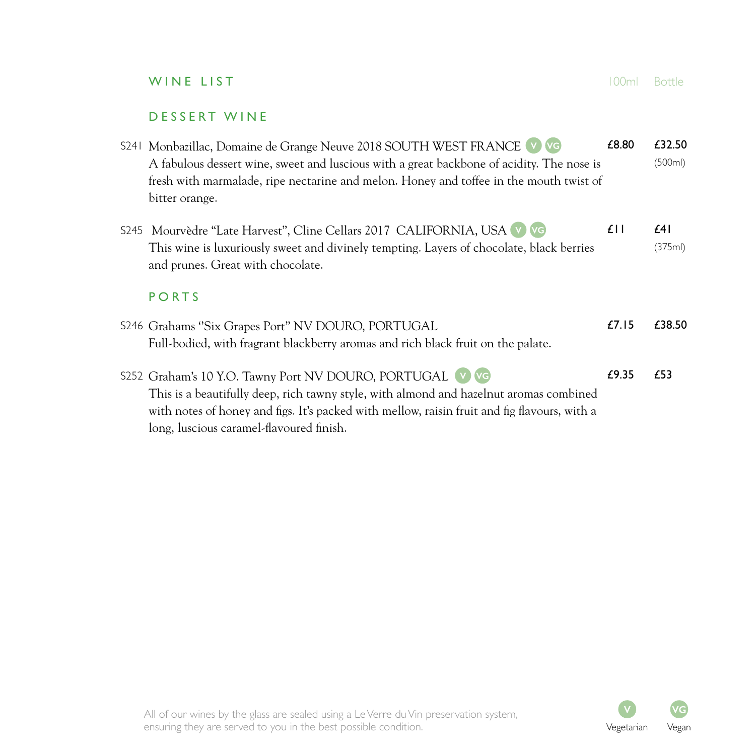## WINE LIST

100ml | Bottle

### DESSERT WINE

S241 Monbazillac, Domaine de Grange Neuve 2018 SOUTH WEST FRANCE V VG — £8.80 | £32.50 (500ml)

A fabulous dessert wine, sweet and luscious with a great backbone of acidity. The nose is fresh with marmalade, ripe nectarine and melon. Honey and toffee in the mouth twist of bitter orange.

S245 Mourvèdre "Late Harvest", Cline Cellars 2017 CALIFORNIA, USA V VG — £11 | £41 (375ml)

This wine is luxuriously sweet and divinely tempting. Layers of chocolate, black berries and prunes. Great with chocolate.

### PORTS

S246 Grahams "Six Grapes Port" NV DOURO, PORTUGAL — £7.15 | £38.50

Full-bodied, with fragrant blackberry aromas and rich black fruit on the palate.

S252 Graham's 10 Y.O. Tawny Port NV DOURO, PORTUGAL V VG — £9.35 | £53

This is a beautifully deep, rich tawny style, with almond and hazelnut aromas combined with notes of honey and figs. It's packed with mellow, raisin fruit and fig flavours, with a long, luscious caramel-flavoured finish.

All of our wines by the glass are sealed using a Le Verre du Vin preservation system, ensuring they are served to you in the best possible condition.

V Vegetarian VG Vegan